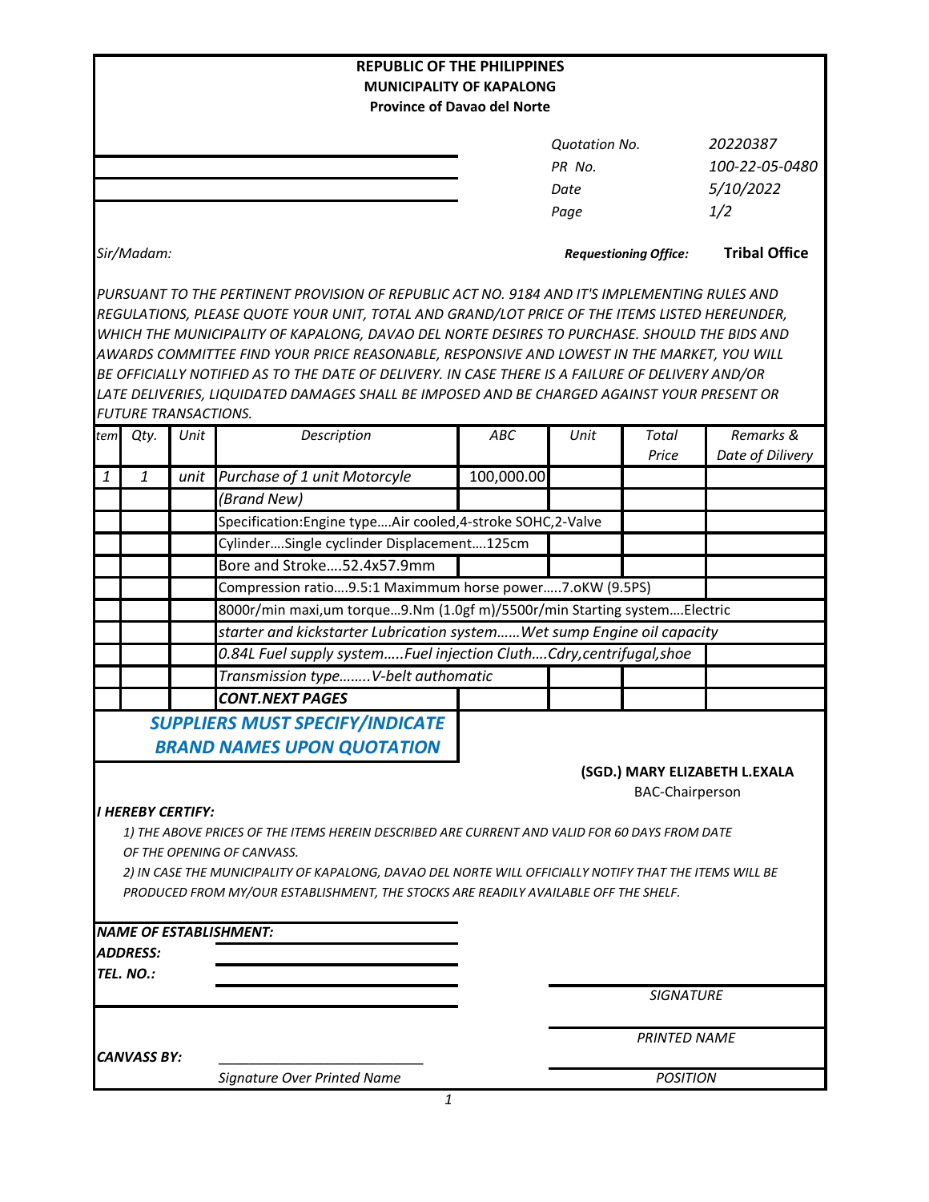**REPUBLIC OF THE PHILIPPINES**
**MUNICIPALITY OF KAPALONG**
**Province of Davao del Norte**

| | |
|---|---|
| *Quotation No.* | *20220387* |
| *PR No.* | *100-22-05-0480* |
| *Date* | *5/10/2022* |
| *Page* | *1/2* |

*Sir/Madam:*

***Requestioning Office:*** **Tribal Office**

*PURSUANT TO THE PERTINENT PROVISION OF REPUBLIC ACT NO. 9184 AND IT'S IMPLEMENTING RULES AND REGULATIONS, PLEASE QUOTE YOUR UNIT, TOTAL AND GRAND/LOT PRICE OF THE ITEMS LISTED HEREUNDER, WHICH THE MUNICIPALITY OF KAPALONG, DAVAO DEL NORTE DESIRES TO PURCHASE. SHOULD THE BIDS AND AWARDS COMMITTEE FIND YOUR PRICE REASONABLE, RESPONSIVE AND LOWEST IN THE MARKET, YOU WILL BE OFFICIALLY NOTIFIED AS TO THE DATE OF DELIVERY. IN CASE THERE IS A FAILURE OF DELIVERY AND/OR LATE DELIVERIES, LIQUIDATED DAMAGES SHALL BE IMPOSED AND BE CHARGED AGAINST YOUR PRESENT OR FUTURE TRANSACTIONS.*

| *tem* | *Qty.* | *Unit* | *Description* | *ABC* | *Unit* | *Total Price* | *Remarks & Date of Dilivery* |
|---|---|---|---|---|---|---|---|
| *1* | *1* | *unit* | *Purchase of 1 unit Motorcyle* | 100,000.00 | | | |
| | | | *(Brand New)* | | | | |
| | | | Specification:Engine type....Air cooled,4-stroke SOHC,2-Valve | | | | |
| | | | Cylinder....Single cyclinder Displacement....125cm | | | | |
| | | | Bore and Stroke....52.4x57.9mm | | | | |
| | | | Compression ratio....9.5:1 Maximmum horse power.....7.oKW (9.5PS) | | | | |
| | | | 8000r/min maxi,um torque...9.Nm (1.0gf m)/5500r/min Starting system....Electric | | | | |
| | | | *starter and kickstarter Lubrication system......Wet sump Engine oil capacity* | | | | |
| | | | *0.84L Fuel supply system.....Fuel injection Cluth....Cdry,centrifugal,shoe* | | | | |
| | | | *Transmission type........V-belt authomatic* | | | | |
| | | | ***CONT.NEXT PAGES*** | | | | |

***SUPPLIERS MUST SPECIFY/INDICATE BRAND NAMES UPON QUOTATION***

**(SGD.) MARY ELIZABETH L.EXALA**
BAC-Chairperson

***I HEREBY CERTIFY:***

*1) THE ABOVE PRICES OF THE ITEMS HEREIN DESCRIBED ARE CURRENT AND VALID FOR 60 DAYS FROM DATE OF THE OPENING OF CANVASS.*

*2) IN CASE THE MUNICIPALITY OF KAPALONG, DAVAO DEL NORTE WILL OFFICIALLY NOTIFY THAT THE ITEMS WILL BE PRODUCED FROM MY/OUR ESTABLISHMENT, THE STOCKS ARE READILY AVAILABLE OFF THE SHELF.*

***NAME OF ESTABLISHMENT:*** ____________________

***ADDRESS:*** ____________________

***TEL. NO.:*** ____________________

*SIGNATURE*

*PRINTED NAME*

***CANVASS BY:*** ____________________
*Signature Over Printed Name*

*POSITION*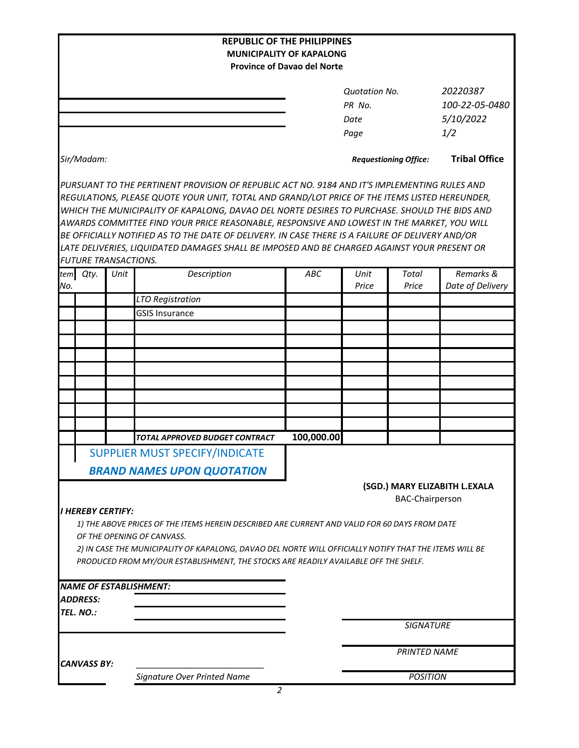**REPUBLIC OF THE PHILIPPINES**
**MUNICIPALITY OF KAPALONG**
**Province of Davao del Norte**

| | |
|---|---|
| *Quotation No.* | *20220387* |
| *PR No.* | *100-22-05-0480* |
| *Date* | *5/10/2022* |
| *Page* | *1/2* |

*Sir/Madam:*

***Requestioning Office:*** **Tribal Office**

*PURSUANT TO THE PERTINENT PROVISION OF REPUBLIC ACT NO. 9184 AND IT'S IMPLEMENTING RULES AND REGULATIONS, PLEASE QUOTE YOUR UNIT, TOTAL AND GRAND/LOT PRICE OF THE ITEMS LISTED HEREUNDER, WHICH THE MUNICIPALITY OF KAPALONG, DAVAO DEL NORTE DESIRES TO PURCHASE. SHOULD THE BIDS AND AWARDS COMMITTEE FIND YOUR PRICE REASONABLE, RESPONSIVE AND LOWEST IN THE MARKET, YOU WILL BE OFFICIALLY NOTIFIED AS TO THE DATE OF DELIVERY. IN CASE THERE IS A FAILURE OF DELIVERY AND/OR LATE DELIVERIES, LIQUIDATED DAMAGES SHALL BE IMPOSED AND BE CHARGED AGAINST YOUR PRESENT OR FUTURE TRANSACTIONS.*

| *Item No.* | *Qty.* | *Unit* | *Description* | *ABC* | *Unit Price* | *Total Price* | *Remarks & Date of Delivery* |
|---|---|---|---|---|---|---|---|
| | | | LTO Registration | | | | |
| | | | GSIS Insurance | | | | |
| | | | | | | | |
| | | | | | | | |
| | | | | | | | |
| | | | | | | | |
| | | | | | | | |
| | | | | | | | |
| | | | | | | | |
| | | | | | | | |
| | | | ***TOTAL APPROVED BUDGET CONTRACT*** | **100,000.00** | | | |

SUPPLIER MUST SPECIFY/INDICATE
***BRAND NAMES UPON QUOTATION***

**(SGD.) MARY ELIZABITH L.EXALA**
BAC-Chairperson

***I HEREBY CERTIFY:***

*1) THE ABOVE PRICES OF THE ITEMS HEREIN DESCRIBED ARE CURRENT AND VALID FOR 60 DAYS FROM DATE OF THE OPENING OF CANVASS.*

*2) IN CASE THE MUNICIPALITY OF KAPALONG, DAVAO DEL NORTE WILL OFFICIALLY NOTIFY THAT THE ITEMS WILL BE PRODUCED FROM MY/OUR ESTABLISHMENT, THE STOCKS ARE READILY AVAILABLE OFF THE SHELF.*

***NAME OF ESTABLISHMENT:***
***ADDRESS:***
***TEL. NO.:***

*SIGNATURE*

*PRINTED NAME*

***CANVASS BY:*** ___________________________
*Signature Over Printed Name*

*POSITION*